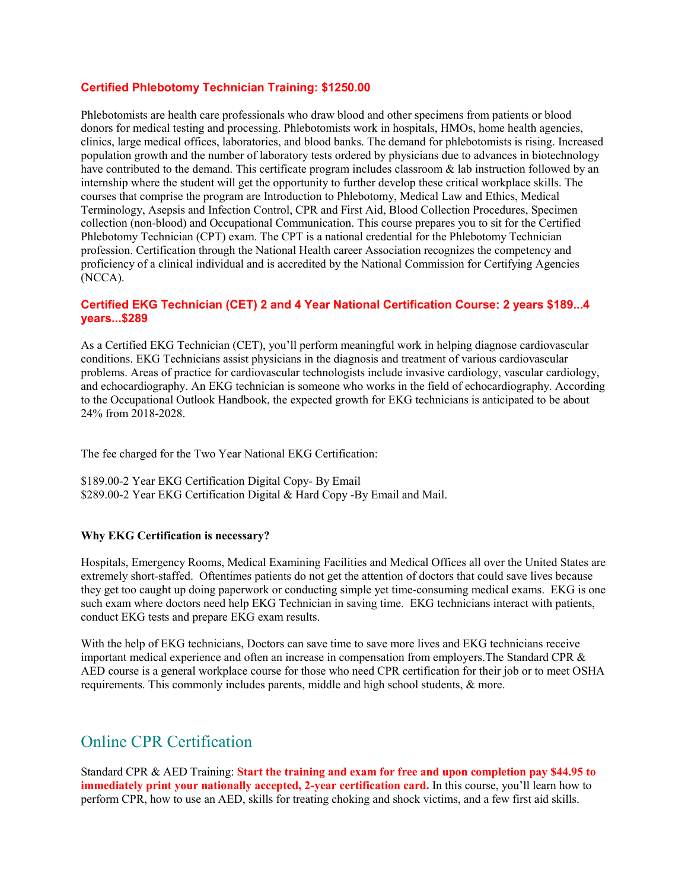### **Certified Phlebotomy Technician Training: $1250.00**

Phlebotomists are health care professionals who draw blood and other specimens from patients or blood donors for medical testing and processing. Phlebotomists work in hospitals, HMOs, home health agencies, clinics, large medical offices, laboratories, and blood banks. The demand for phlebotomists is rising. Increased population growth and the number of laboratory tests ordered by physicians due to advances in biotechnology have contributed to the demand. This certificate program includes classroom & lab instruction followed by an internship where the student will get the opportunity to further develop these critical workplace skills. The courses that comprise the program are Introduction to Phlebotomy, Medical Law and Ethics, Medical Terminology, Asepsis and Infection Control, CPR and First Aid, Blood Collection Procedures, Specimen collection (non-blood) and Occupational Communication. This course prepares you to sit for the Certified Phlebotomy Technician (CPT) exam. The CPT is a national credential for the Phlebotomy Technician profession. Certification through the National Health career Association recognizes the competency and proficiency of a clinical individual and is accredited by the National Commission for Certifying Agencies (NCCA).

### **Certified EKG Technician (CET) 2 and 4 Year National Certification Course: 2 years $189...4 years...$289**

As a Certified EKG Technician (CET), you'll perform meaningful work in helping diagnose cardiovascular conditions. EKG Technicians assist physicians in the diagnosis and treatment of various cardiovascular problems. Areas of practice for cardiovascular technologists include invasive cardiology, vascular cardiology, and echocardiography. An EKG technician is someone who works in the field of echocardiography. According to the Occupational Outlook Handbook, the expected growth for EKG technicians is anticipated to be about 24% from 2018-2028.

The fee charged for the Two Year National EKG Certification:

$189.00-2 Year EKG Certification Digital Copy- By Email
$289.00-2 Year EKG Certification Digital & Hard Copy -By Email and Mail.

**Why EKG Certification is necessary?**

Hospitals, Emergency Rooms, Medical Examining Facilities and Medical Offices all over the United States are extremely short-staffed. Oftentimes patients do not get the attention of doctors that could save lives because they get too caught up doing paperwork or conducting simple yet time-consuming medical exams. EKG is one such exam where doctors need help EKG Technician in saving time. EKG technicians interact with patients, conduct EKG tests and prepare EKG exam results.

With the help of EKG technicians, Doctors can save time to save more lives and EKG technicians receive important medical experience and often an increase in compensation from employers.The Standard CPR & AED course is a general workplace course for those who need CPR certification for their job or to meet OSHA requirements. This commonly includes parents, middle and high school students, & more.

## Online CPR Certification

Standard CPR & AED Training: **Start the training and exam for free and upon completion pay $44.95 to immediately print your nationally accepted, 2-year certification card.** In this course, you'll learn how to perform CPR, how to use an AED, skills for treating choking and shock victims, and a few first aid skills.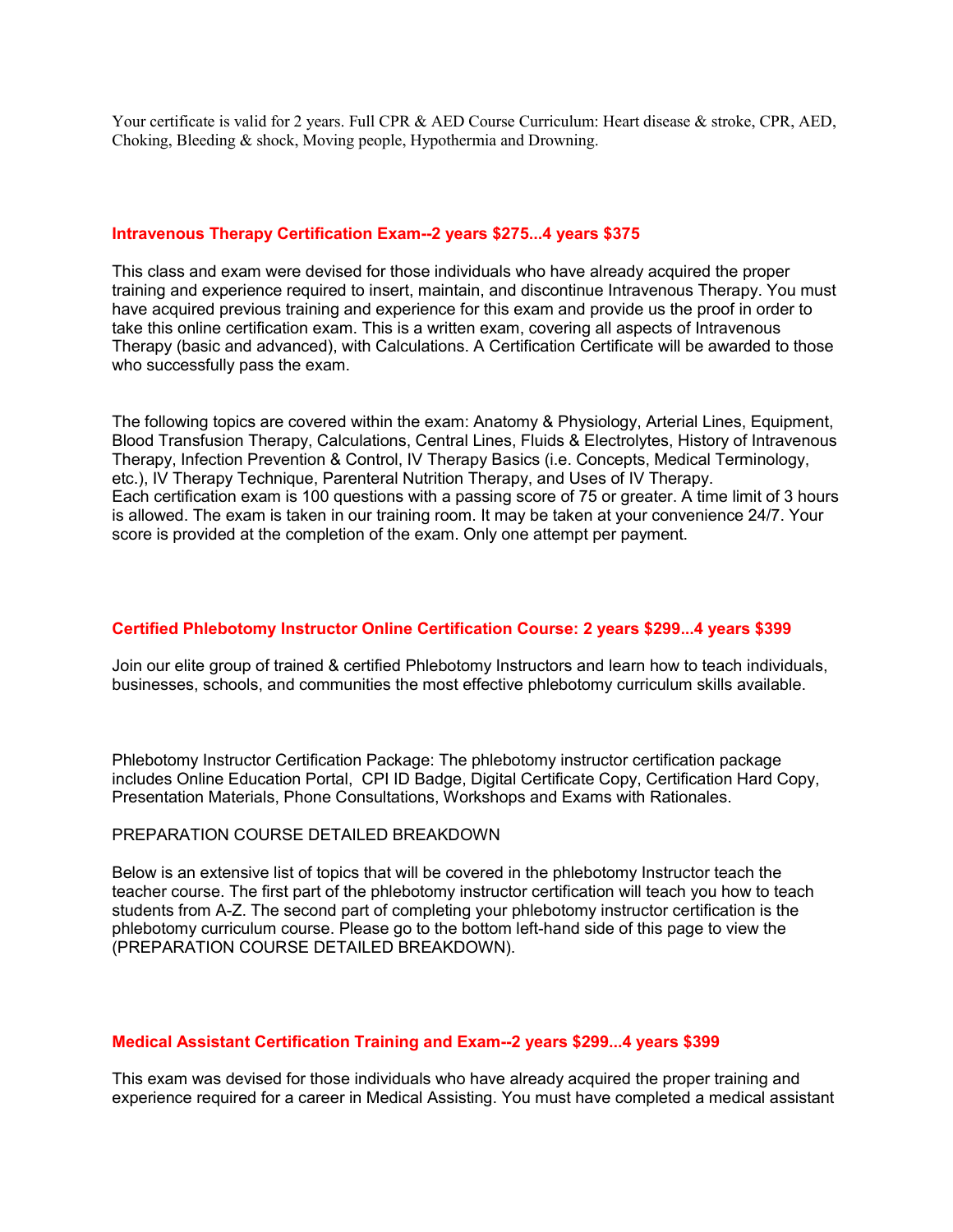Your certificate is valid for 2 years. Full CPR & AED Course Curriculum: Heart disease & stroke, CPR, AED, Choking, Bleeding & shock, Moving people, Hypothermia and Drowning.

## Intravenous Therapy Certification Exam--2 years $275...4 years $375

This class and exam were devised for those individuals who have already acquired the proper training and experience required to insert, maintain, and discontinue Intravenous Therapy. You must have acquired previous training and experience for this exam and provide us the proof in order to take this online certification exam. This is a written exam, covering all aspects of Intravenous Therapy (basic and advanced), with Calculations. A Certification Certificate will be awarded to those who successfully pass the exam.

The following topics are covered within the exam: Anatomy & Physiology, Arterial Lines, Equipment, Blood Transfusion Therapy, Calculations, Central Lines, Fluids & Electrolytes, History of Intravenous Therapy, Infection Prevention & Control, IV Therapy Basics (i.e. Concepts, Medical Terminology, etc.), IV Therapy Technique, Parenteral Nutrition Therapy, and Uses of IV Therapy.
Each certification exam is 100 questions with a passing score of 75 or greater. A time limit of 3 hours is allowed. The exam is taken in our training room. It may be taken at your convenience 24/7. Your score is provided at the completion of the exam. Only one attempt per payment.

## Certified Phlebotomy Instructor Online Certification Course: 2 years $299...4 years $399

Join our elite group of trained & certified Phlebotomy Instructors and learn how to teach individuals, businesses, schools, and communities the most effective phlebotomy curriculum skills available.

Phlebotomy Instructor Certification Package: The phlebotomy instructor certification package includes Online Education Portal, CPI ID Badge, Digital Certificate Copy, Certification Hard Copy, Presentation Materials, Phone Consultations, Workshops and Exams with Rationales.

PREPARATION COURSE DETAILED BREAKDOWN

Below is an extensive list of topics that will be covered in the phlebotomy Instructor teach the teacher course. The first part of the phlebotomy instructor certification will teach you how to teach students from A-Z. The second part of completing your phlebotomy instructor certification is the phlebotomy curriculum course. Please go to the bottom left-hand side of this page to view the (PREPARATION COURSE DETAILED BREAKDOWN).

## Medical Assistant Certification Training and Exam--2 years $299...4 years $399

This exam was devised for those individuals who have already acquired the proper training and experience required for a career in Medical Assisting. You must have completed a medical assistant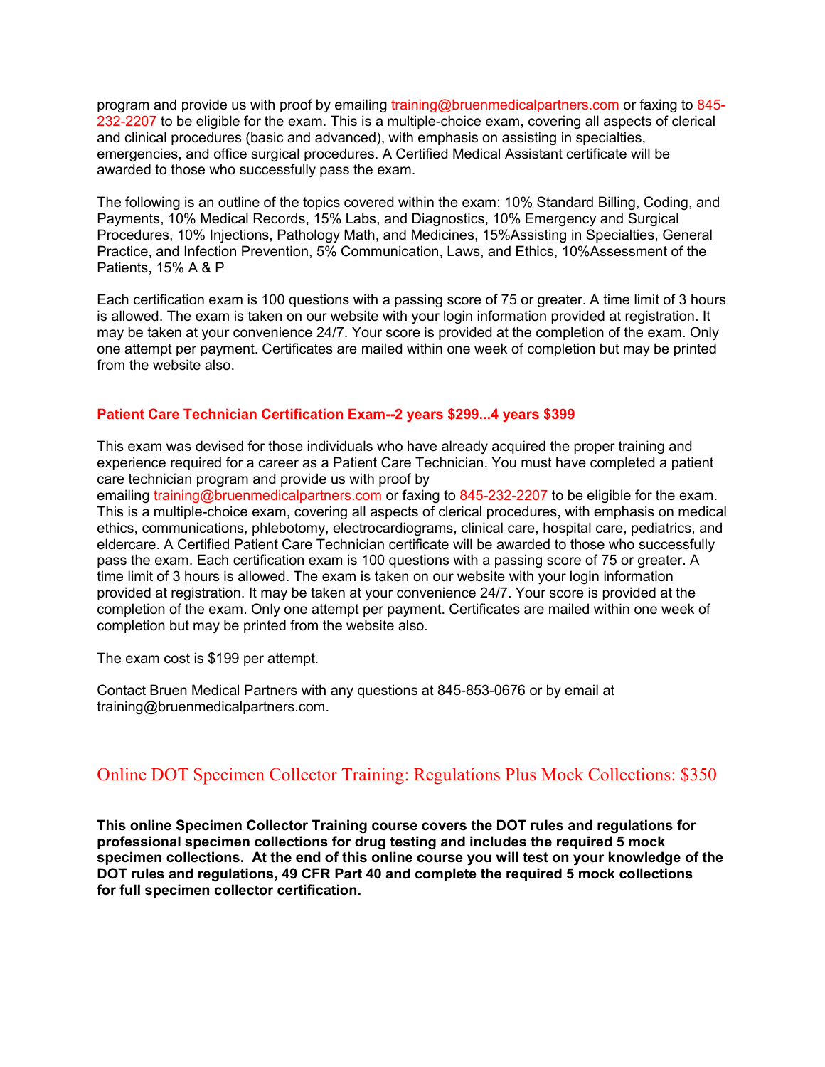program and provide us with proof by emailing training@bruenmedicalpartners.com or faxing to 845-232-2207 to be eligible for the exam. This is a multiple-choice exam, covering all aspects of clerical and clinical procedures (basic and advanced), with emphasis on assisting in specialties, emergencies, and office surgical procedures. A Certified Medical Assistant certificate will be awarded to those who successfully pass the exam.

The following is an outline of the topics covered within the exam: 10% Standard Billing, Coding, and Payments, 10% Medical Records, 15% Labs, and Diagnostics, 10% Emergency and Surgical Procedures, 10% Injections, Pathology Math, and Medicines, 15%Assisting in Specialties, General Practice, and Infection Prevention, 5% Communication, Laws, and Ethics, 10%Assessment of the Patients, 15% A & P

Each certification exam is 100 questions with a passing score of 75 or greater. A time limit of 3 hours is allowed. The exam is taken on our website with your login information provided at registration. It may be taken at your convenience 24/7. Your score is provided at the completion of the exam. Only one attempt per payment. Certificates are mailed within one week of completion but may be printed from the website also.

**Patient Care Technician Certification Exam--2 years $299...4 years $399**

This exam was devised for those individuals who have already acquired the proper training and experience required for a career as a Patient Care Technician. You must have completed a patient care technician program and provide us with proof by emailing training@bruenmedicalpartners.com or faxing to 845-232-2207 to be eligible for the exam. This is a multiple-choice exam, covering all aspects of clerical procedures, with emphasis on medical ethics, communications, phlebotomy, electrocardiograms, clinical care, hospital care, pediatrics, and eldercare. A Certified Patient Care Technician certificate will be awarded to those who successfully pass the exam. Each certification exam is 100 questions with a passing score of 75 or greater. A time limit of 3 hours is allowed. The exam is taken on our website with your login information provided at registration. It may be taken at your convenience 24/7. Your score is provided at the completion of the exam. Only one attempt per payment. Certificates are mailed within one week of completion but may be printed from the website also.

The exam cost is $199 per attempt.

Contact Bruen Medical Partners with any questions at 845-853-0676 or by email at training@bruenmedicalpartners.com.

## Online DOT Specimen Collector Training: Regulations Plus Mock Collections: $350

**This online Specimen Collector Training course covers the DOT rules and regulations for professional specimen collections for drug testing and includes the required 5 mock specimen collections. At the end of this online course you will test on your knowledge of the DOT rules and regulations, 49 CFR Part 40 and complete the required 5 mock collections for full specimen collector certification.**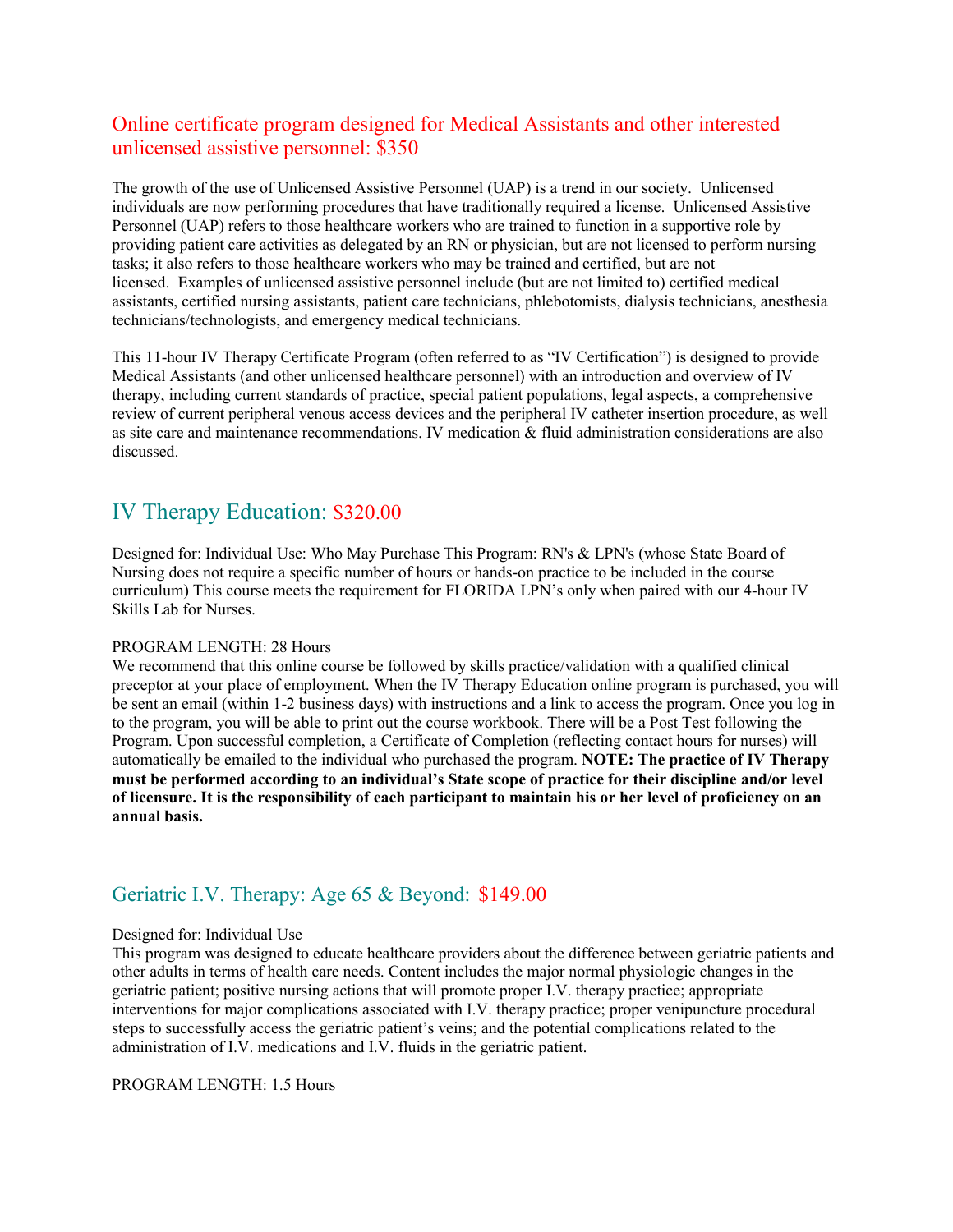## Online certificate program designed for Medical Assistants and other interested unlicensed assistive personnel: $350

The growth of the use of Unlicensed Assistive Personnel (UAP) is a trend in our society. Unlicensed individuals are now performing procedures that have traditionally required a license. Unlicensed Assistive Personnel (UAP) refers to those healthcare workers who are trained to function in a supportive role by providing patient care activities as delegated by an RN or physician, but are not licensed to perform nursing tasks; it also refers to those healthcare workers who may be trained and certified, but are not licensed. Examples of unlicensed assistive personnel include (but are not limited to) certified medical assistants, certified nursing assistants, patient care technicians, phlebotomists, dialysis technicians, anesthesia technicians/technologists, and emergency medical technicians.

This 11-hour IV Therapy Certificate Program (often referred to as "IV Certification") is designed to provide Medical Assistants (and other unlicensed healthcare personnel) with an introduction and overview of IV therapy, including current standards of practice, special patient populations, legal aspects, a comprehensive review of current peripheral venous access devices and the peripheral IV catheter insertion procedure, as well as site care and maintenance recommendations. IV medication & fluid administration considerations are also discussed.

## IV Therapy Education: $320.00

Designed for: Individual Use: Who May Purchase This Program: RN's & LPN's (whose State Board of Nursing does not require a specific number of hours or hands-on practice to be included in the course curriculum) This course meets the requirement for FLORIDA LPN's only when paired with our 4-hour IV Skills Lab for Nurses.

PROGRAM LENGTH: 28 Hours

We recommend that this online course be followed by skills practice/validation with a qualified clinical preceptor at your place of employment. When the IV Therapy Education online program is purchased, you will be sent an email (within 1-2 business days) with instructions and a link to access the program. Once you log in to the program, you will be able to print out the course workbook. There will be a Post Test following the Program. Upon successful completion, a Certificate of Completion (reflecting contact hours for nurses) will automatically be emailed to the individual who purchased the program. **NOTE: The practice of IV Therapy must be performed according to an individual's State scope of practice for their discipline and/or level of licensure. It is the responsibility of each participant to maintain his or her level of proficiency on an annual basis.**

## Geriatric I.V. Therapy: Age 65 & Beyond: $149.00

Designed for: Individual Use

This program was designed to educate healthcare providers about the difference between geriatric patients and other adults in terms of health care needs. Content includes the major normal physiologic changes in the geriatric patient; positive nursing actions that will promote proper I.V. therapy practice; appropriate interventions for major complications associated with I.V. therapy practice; proper venipuncture procedural steps to successfully access the geriatric patient's veins; and the potential complications related to the administration of I.V. medications and I.V. fluids in the geriatric patient.

PROGRAM LENGTH: 1.5 Hours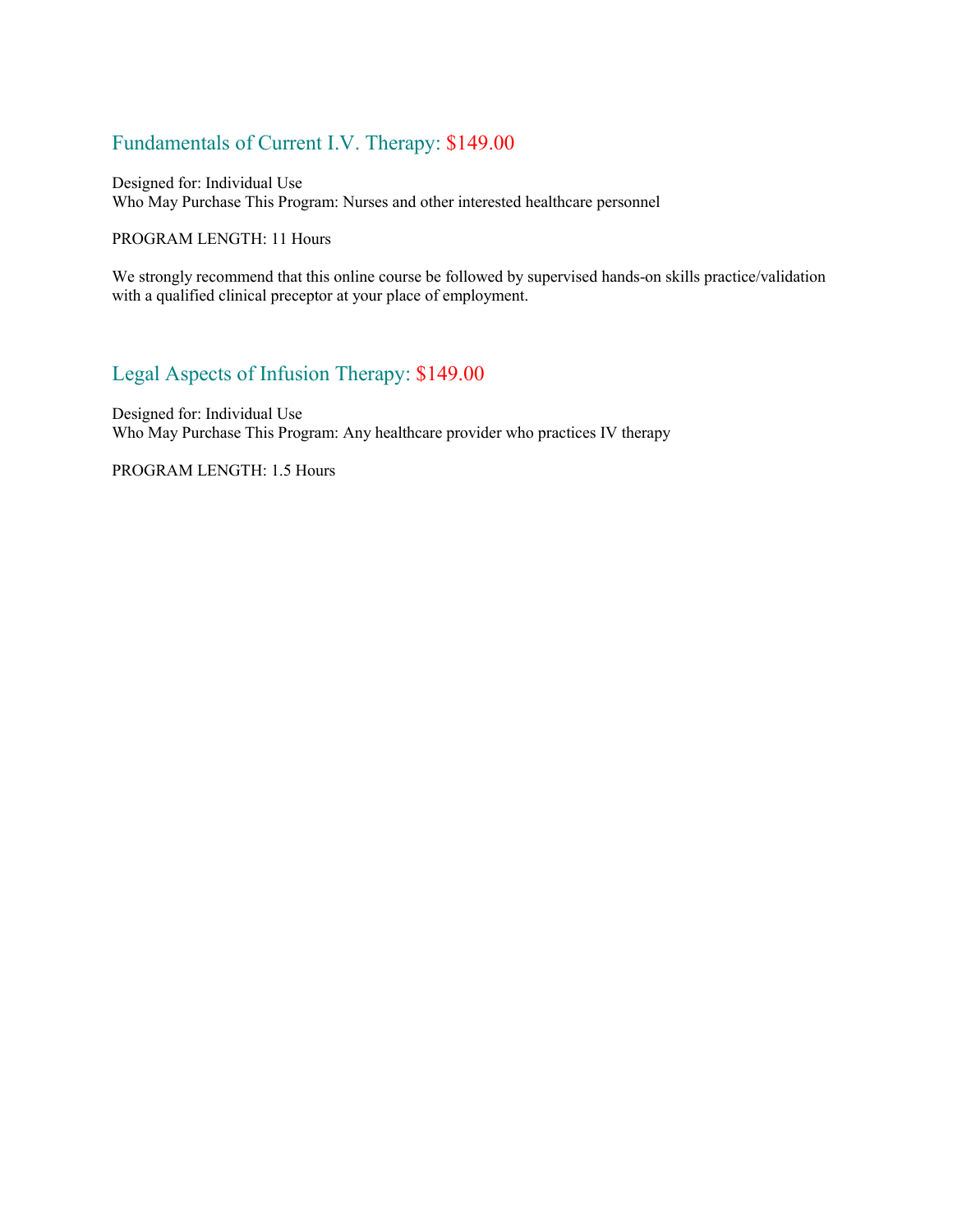## Fundamentals of Current I.V. Therapy: $149.00

Designed for: Individual Use
Who May Purchase This Program: Nurses and other interested healthcare personnel

PROGRAM LENGTH: 11 Hours

We strongly recommend that this online course be followed by supervised hands-on skills practice/validation with a qualified clinical preceptor at your place of employment.

## Legal Aspects of Infusion Therapy: $149.00

Designed for: Individual Use
Who May Purchase This Program: Any healthcare provider who practices IV therapy

PROGRAM LENGTH: 1.5 Hours